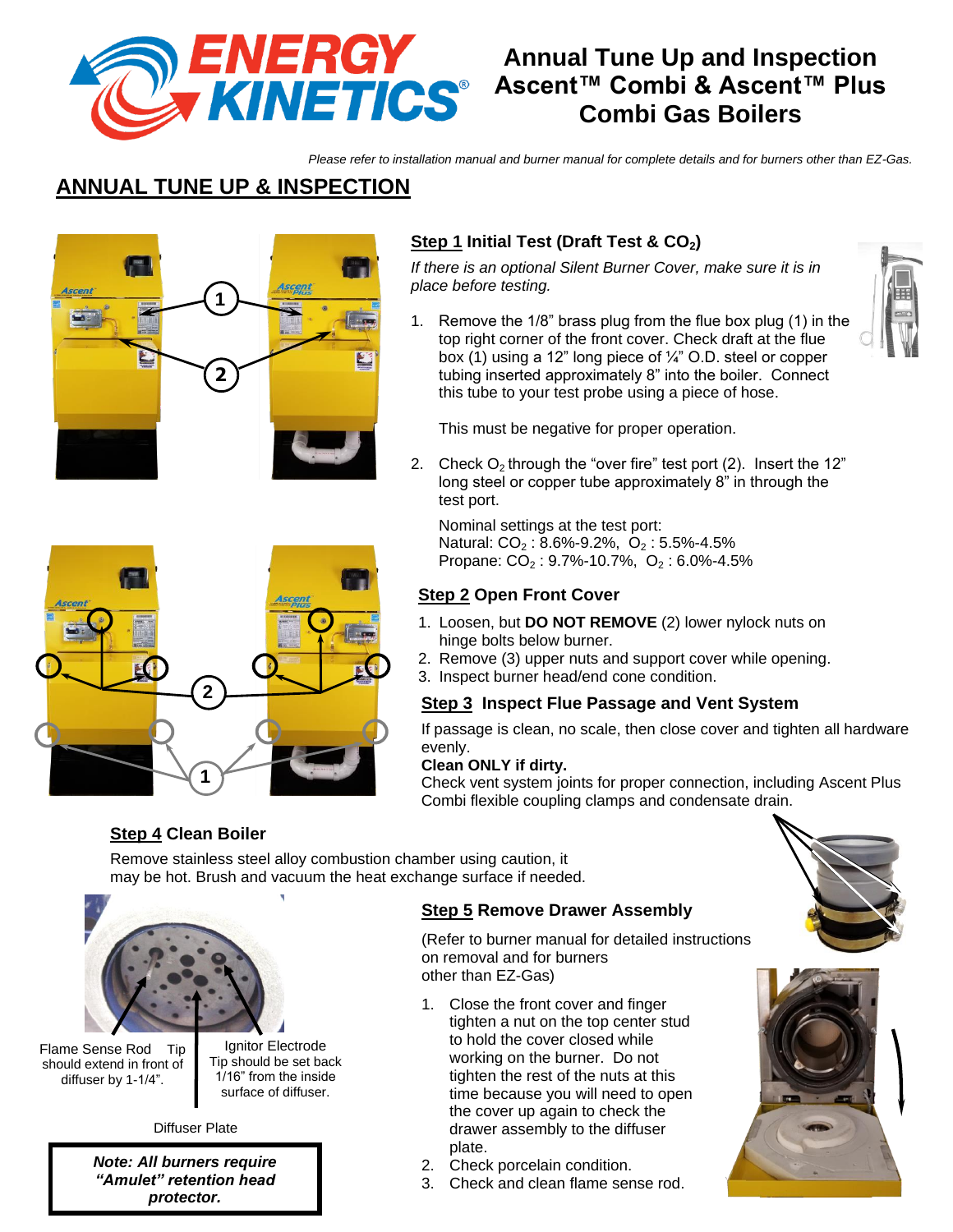# Annual Tune Up and Inspection Ascent™ Combi & Ascent™ Plus Combi Gas Boilers

*Please refer to installation manual and burner manual for complete details and for burners other than EZ-Gas.*

## ANNUAL TUNE UP & INSPECTION

### Step 1 Initial Test (Draft Test & $CO_2$)

*If there is an optional Silent Burner Cover, make sure it is in place before testing.*

1. Remove the 1/8" brass plug from the flue box plug (1) in the top right corner of the front cover. Check draft at the flue box (1) using a 12" long piece of ¼" O.D. steel or copper tubing inserted approximately 8" into the boiler. Connect this tube to your test probe using a piece of hose.

   This must be negative for proper operation.

2. Check $O_2$ through the "over fire" test port (2). Insert the 12" long steel or copper tube approximately 8" in through the test port.

   Nominal settings at the test port:
   Natural: $CO_2$ : 8.6%-9.2%, $O_2$ : 5.5%-4.5%
   Propane: $CO_2$ : 9.7%-10.7%, $O_2$ : 6.0%-4.5%

### Step 2 Open Front Cover

1. Loosen, but **DO NOT REMOVE** (2) lower nylock nuts on hinge bolts below burner.
2. Remove (3) upper nuts and support cover while opening.
3. Inspect burner head/end cone condition.

### Step 3 Inspect Flue Passage and Vent System

If passage is clean, no scale, then close cover and tighten all hardware evenly.
**Clean ONLY if dirty.**
Check vent system joints for proper connection, including Ascent Plus Combi flexible coupling clamps and condensate drain.

### Step 4 Clean Boiler

Remove stainless steel alloy combustion chamber using caution, it may be hot. Brush and vacuum the heat exchange surface if needed.

Flame Sense Rod Tip should extend in front of diffuser by 1-1/4".

Ignitor Electrode Tip should be set back 1/16" from the inside surface of diffuser.

Diffuser Plate

***Note: All burners require "Amulet" retention head protector.***

### Step 5 Remove Drawer Assembly

(Refer to burner manual for detailed instructions on removal and for burners other than EZ-Gas)

1. Close the front cover and finger tighten a nut on the top center stud to hold the cover closed while working on the burner. Do not tighten the rest of the nuts at this time because you will need to open the cover up again to check the drawer assembly to the diffuser plate.
2. Check porcelain condition.
3. Check and clean flame sense rod.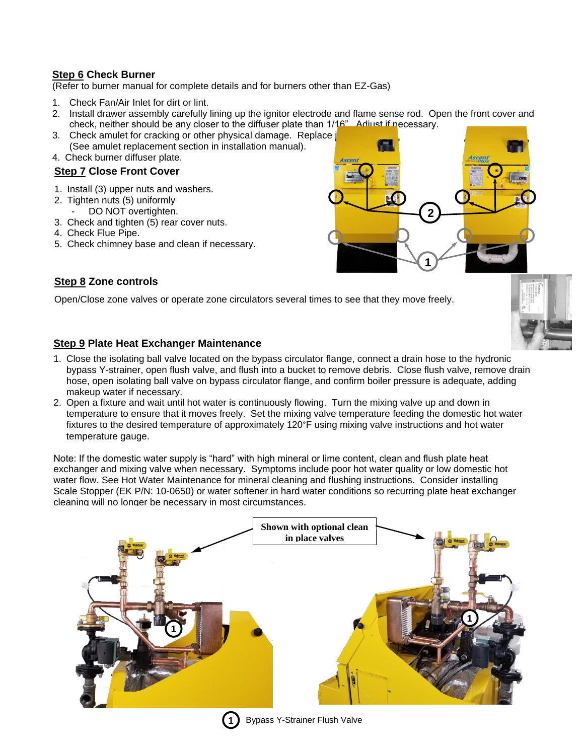**Step 6 Check Burner**

(Refer to burner manual for complete details and for burners other than EZ-Gas)

1. Check Fan/Air Inlet for dirt or lint.
2. Install drawer assembly carefully lining up the ignitor electrode and flame sense rod. Open the front cover and check, neither should be any closer to the diffuser plate than 1/16". Adjust if necessary.
3. Check amulet for cracking or other physical damage. Replace if necessary (See amulet replacement section in installation manual).
4. Check burner diffuser plate.

**Step 7 Close Front Cover**

1. Install (3) upper nuts and washers.
2. Tighten nuts (5) uniformly
   - DO NOT overtighten.
3. Check and tighten (5) rear cover nuts.
4. Check Flue Pipe.
5. Check chimney base and clean if necessary.

**Step 8 Zone controls**

Open/Close zone valves or operate zone circulators several times to see that they move freely.

**Step 9 Plate Heat Exchanger Maintenance**

1. Close the isolating ball valve located on the bypass circulator flange, connect a drain hose to the hydronic bypass Y-strainer, open flush valve, and flush into a bucket to remove debris. Close flush valve, remove drain hose, open isolating ball valve on bypass circulator flange, and confirm boiler pressure is adequate, adding makeup water if necessary.
2. Open a fixture and wait until hot water is continuously flowing. Turn the mixing valve up and down in temperature to ensure that it moves freely. Set the mixing valve temperature feeding the domestic hot water fixtures to the desired temperature of approximately 120°F using mixing valve instructions and hot water temperature gauge.

Note: If the domestic water supply is "hard" with high mineral or lime content, clean and flush plate heat exchanger and mixing valve when necessary. Symptoms include poor hot water quality or low domestic hot water flow. See Hot Water Maintenance for mineral cleaning and flushing instructions. Consider installing Scale Stopper (EK P/N: 10-0650) or water softener in hard water conditions so recurring plate heat exchanger cleaning will no longer be necessary in most circumstances.

Shown with optional clean in place valves

1 Bypass Y-Strainer Flush Valve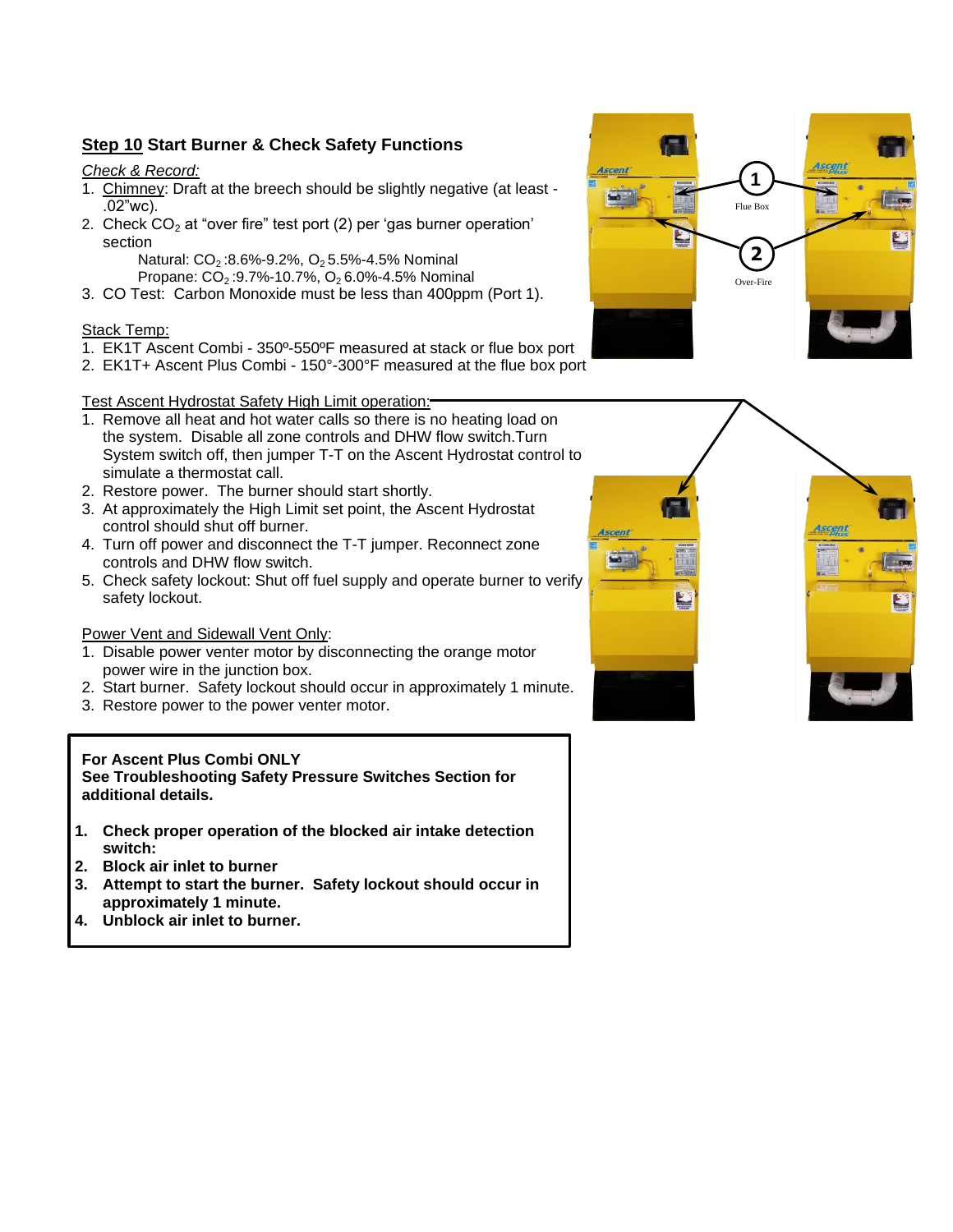## Step 10 Start Burner & Check Safety Functions

*Check & Record:*

1. Chimney: Draft at the breech should be slightly negative (at least -.02"wc).
2. Check $CO_2$ at "over fire" test port (2) per 'gas burner operation' section
   - Natural: $CO_2$ :8.6%-9.2%, $O_2$ 5.5%-4.5% Nominal
   - Propane: $CO_2$ :9.7%-10.7%, $O_2$ 6.0%-4.5% Nominal
3. CO Test: Carbon Monoxide must be less than 400ppm (Port 1).

1 Flue Box

2 Over-Fire

Stack Temp:

1. EK1T Ascent Combi - 350º-550ºF measured at stack or flue box port
2. EK1T+ Ascent Plus Combi - 150°-300°F measured at the flue box port

Test Ascent Hydrostat Safety High Limit operation:

1. Remove all heat and hot water calls so there is no heating load on the system. Disable all zone controls and DHW flow switch.Turn System switch off, then jumper T-T on the Ascent Hydrostat control to simulate a thermostat call.
2. Restore power. The burner should start shortly.
3. At approximately the High Limit set point, the Ascent Hydrostat control should shut off burner.
4. Turn off power and disconnect the T-T jumper. Reconnect zone controls and DHW flow switch.
5. Check safety lockout: Shut off fuel supply and operate burner to verify safety lockout.

Power Vent and Sidewall Vent Only:

1. Disable power venter motor by disconnecting the orange motor power wire in the junction box.
2. Start burner. Safety lockout should occur in approximately 1 minute.
3. Restore power to the power venter motor.

**For Ascent Plus Combi ONLY**
**See Troubleshooting Safety Pressure Switches Section for additional details.**

1. **Check proper operation of the blocked air intake detection switch:**
2. **Block air inlet to burner**
3. **Attempt to start the burner. Safety lockout should occur in approximately 1 minute.**
4. **Unblock air inlet to burner.**